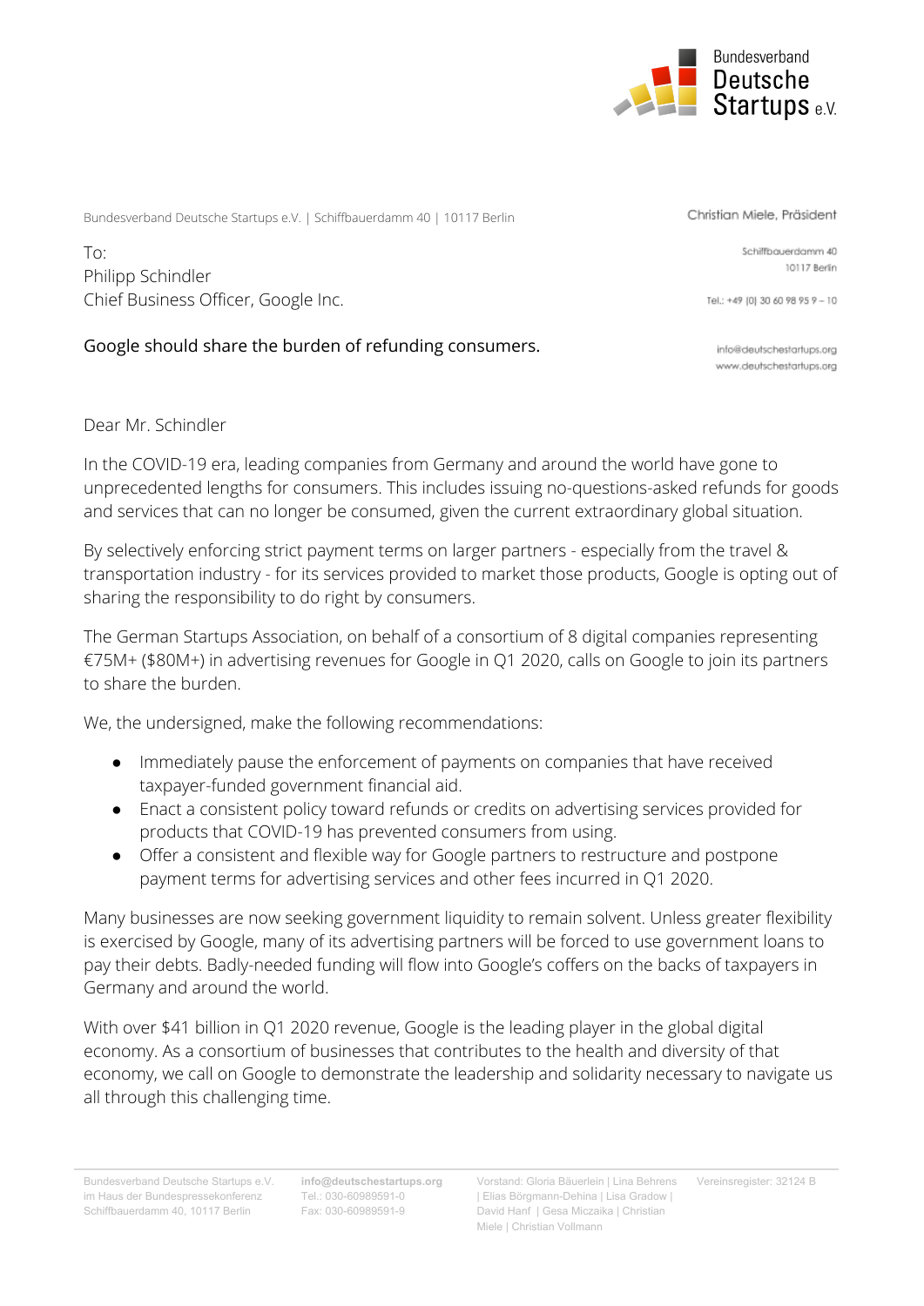Bundesverband Deutsche Startups e.V.

Bundesverband Deutsche Startups e.V. | Schiffbauerdamm 40 | 10117 Berlin

Christian Miele, Präsident

Schiffbauerdamm 40
10117 Berlin

Tel.: +49 (0) 30 60 98 95 9 – 10

info@deutschestartups.org
www.deutschestartups.org

To:
Philipp Schindler
Chief Business Officer, Google Inc.

Google should share the burden of refunding consumers.

Dear Mr. Schindler

In the COVID-19 era, leading companies from Germany and around the world have gone to unprecedented lengths for consumers. This includes issuing no-questions-asked refunds for goods and services that can no longer be consumed, given the current extraordinary global situation.

By selectively enforcing strict payment terms on larger partners - especially from the travel & transportation industry - for its services provided to market those products, Google is opting out of sharing the responsibility to do right by consumers.

The German Startups Association, on behalf of a consortium of 8 digital companies representing €75M+ ($80M+) in advertising revenues for Google in Q1 2020, calls on Google to join its partners to share the burden.

We, the undersigned, make the following recommendations:

- Immediately pause the enforcement of payments on companies that have received taxpayer-funded government financial aid.
- Enact a consistent policy toward refunds or credits on advertising services provided for products that COVID-19 has prevented consumers from using.
- Offer a consistent and flexible way for Google partners to restructure and postpone payment terms for advertising services and other fees incurred in Q1 2020.

Many businesses are now seeking government liquidity to remain solvent. Unless greater flexibility is exercised by Google, many of its advertising partners will be forced to use government loans to pay their debts. Badly-needed funding will flow into Google's coffers on the backs of taxpayers in Germany and around the world.

With over $41 billion in Q1 2020 revenue, Google is the leading player in the global digital economy. As a consortium of businesses that contributes to the health and diversity of that economy, we call on Google to demonstrate the leadership and solidarity necessary to navigate us all through this challenging time.

Bundesverband Deutsche Startups e.V.
im Haus der Bundespressekonferenz
Schiffbauerdamm 40, 10117 Berlin

**info@deutschestartups.org**
Tel.: 030-60989591-0
Fax: 030-60989591-9

Vorstand: Gloria Bäuerlein | Lina Behrens | Elias Börgmann-Dehina | Lisa Gradow | David Hanf | Gesa Miczaika | Christian Miele | Christian Vollmann

Vereinsregister: 32124 B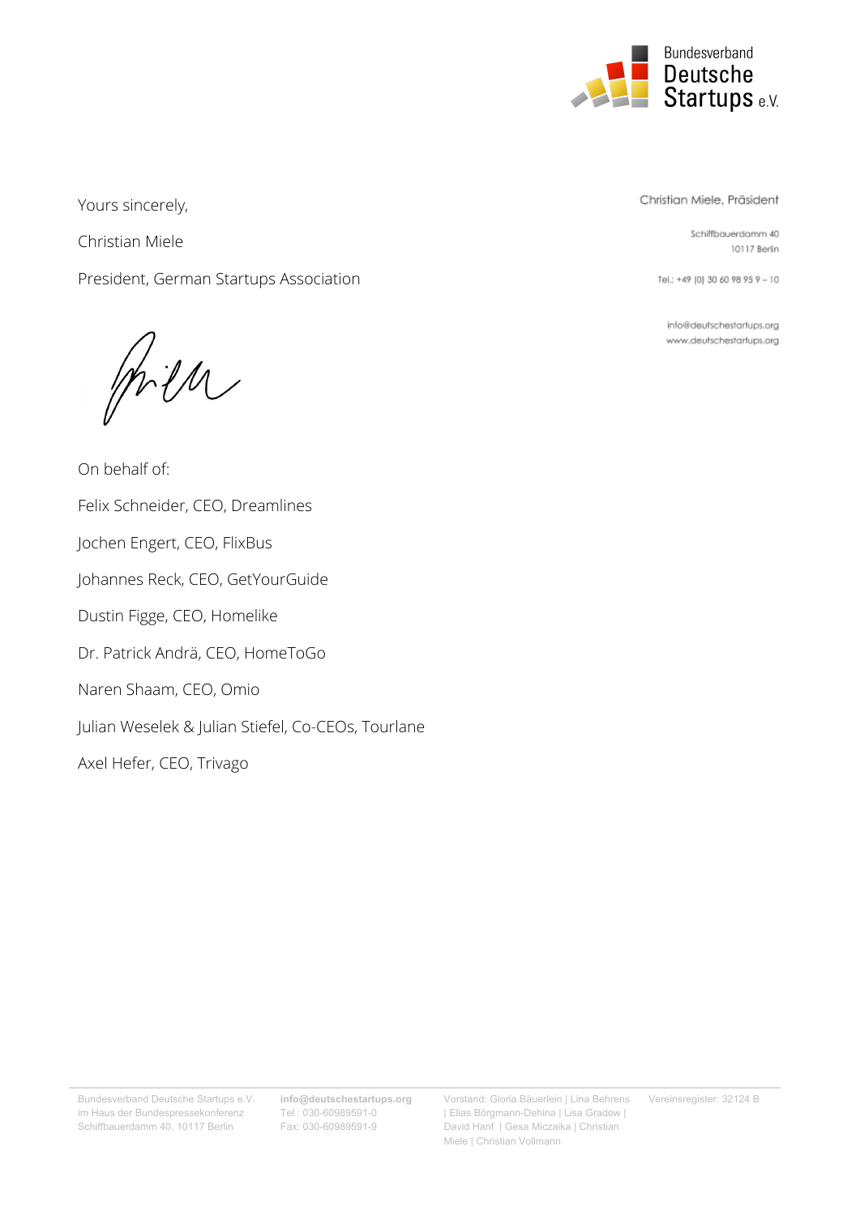Christian Miele, Präsident

Schiffbauerdamm 40
10117 Berlin

Tel.: +49 (0) 30 60 98 95 9 – 10

info@deutschestartups.org
www.deutschestartups.org

Yours sincerely,

Christian Miele

President, German Startups Association

On behalf of:

Felix Schneider, CEO, Dreamlines

Jochen Engert, CEO, FlixBus

Johannes Reck, CEO, GetYourGuide

Dustin Figge, CEO, Homelike

Dr. Patrick Andrä, CEO, HomeToGo

Naren Shaam, CEO, Omio

Julian Weselek & Julian Stiefel, Co-CEOs, Tourlane

Axel Hefer, CEO, Trivago

Bundesverband Deutsche Startups e.V.
im Haus der Bundespressekonferenz
Schiffbauerdamm 40, 10117 Berlin

**info@deutschestartups.org**
Tel.: 030-60989591-0
Fax: 030-60989591-9

Vorstand: Gloria Bäuerlein | Lina Behrens | Elias Börgmann-Dehina | Lisa Gradow | David Hanf | Gesa Miczaika | Christian Miele | Christian Vollmann

Vereinsregister: 32124 B